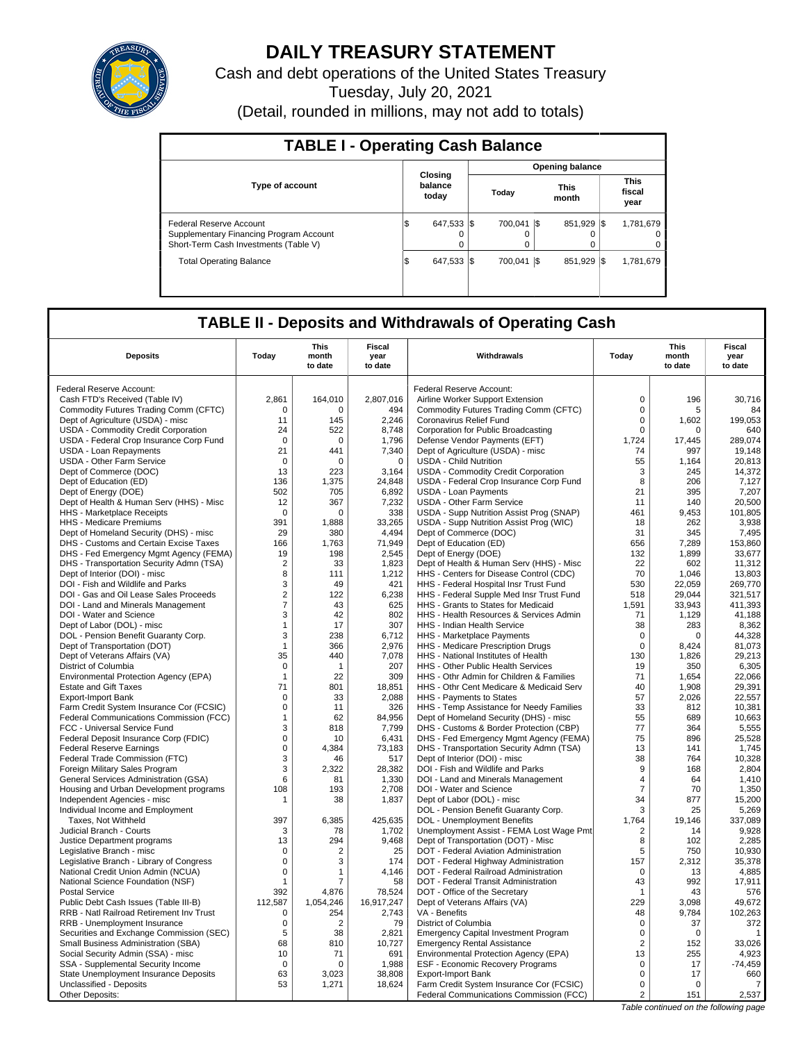# DAILY TREASURY STATEMENT

Cash and debt operations of the United States Treasury

Tuesday, July 20, 2021

(Detail, rounded in millions, may not add to totals)

## TABLE I - Operating Cash Balance

| Type of account | Closing balance today | Opening balance Today | Opening balance This month | Opening balance This fiscal year |
|---|---|---|---|---|
| Federal Reserve Account | $ 647,533 | $ 700,041 | $ 851,929 | $ 1,781,679 |
| Supplementary Financing Program Account | 0 | 0 | 0 | 0 |
| Short-Term Cash Investments (Table V) | 0 | 0 | 0 | 0 |
| Total Operating Balance | $ 647,533 | $ 700,041 | $ 851,929 | $ 1,781,679 |

## TABLE II - Deposits and Withdrawals of Operating Cash

| Deposits | Today | This month to date | Fiscal year to date | Withdrawals | Today | This month to date | Fiscal year to date |
|---|---|---|---|---|---|---|---|
| Federal Reserve Account: | | | | Federal Reserve Account: | | | |
| Cash FTD's Received (Table IV) | 2,861 | 164,010 | 2,807,016 | Airline Worker Support Extension | 0 | 196 | 30,716 |
| Commodity Futures Trading Comm (CFTC) | 0 | 0 | 494 | Commodity Futures Trading Comm (CFTC) | 0 | 5 | 84 |
| Dept of Agriculture (USDA) - misc | 11 | 145 | 2,246 | Coronavirus Relief Fund | 0 | 1,602 | 199,053 |
| USDA - Commodity Credit Corporation | 24 | 522 | 8,748 | Corporation for Public Broadcasting | 0 | 0 | 640 |
| USDA - Federal Crop Insurance Corp Fund | 0 | 0 | 1,796 | Defense Vendor Payments (EFT) | 1,724 | 17,445 | 289,074 |
| USDA - Loan Repayments | 21 | 441 | 7,340 | Dept of Agriculture (USDA) - misc | 74 | 997 | 19,148 |
| USDA - Other Farm Service | 0 | 0 | 0 | USDA - Child Nutrition | 55 | 1,164 | 20,813 |
| Dept of Commerce (DOC) | 13 | 223 | 3,164 | USDA - Commodity Credit Corporation | 3 | 245 | 14,372 |
| Dept of Education (ED) | 136 | 1,375 | 24,848 | USDA - Federal Crop Insurance Corp Fund | 8 | 206 | 7,127 |
| Dept of Energy (DOE) | 502 | 705 | 6,892 | USDA - Loan Payments | 21 | 395 | 7,207 |
| Dept of Health & Human Serv (HHS) - Misc | 12 | 367 | 7,232 | USDA - Other Farm Service | 11 | 140 | 20,500 |
| HHS - Marketplace Receipts | 0 | 0 | 338 | USDA - Supp Nutrition Assist Prog (SNAP) | 461 | 9,453 | 101,805 |
| HHS - Medicare Premiums | 391 | 1,888 | 33,265 | USDA - Supp Nutrition Assist Prog (WIC) | 18 | 262 | 3,938 |
| Dept of Homeland Security (DHS) - misc | 29 | 380 | 4,494 | Dept of Commerce (DOC) | 31 | 345 | 7,495 |
| DHS - Customs and Certain Excise Taxes | 166 | 1,763 | 71,949 | Dept of Education (ED) | 656 | 7,289 | 153,860 |
| DHS - Fed Emergency Mgmt Agency (FEMA) | 19 | 198 | 2,545 | Dept of Energy (DOE) | 132 | 1,899 | 33,677 |
| DHS - Transportation Security Admn (TSA) | 2 | 33 | 1,823 | Dept of Health & Human Serv (HHS) - Misc | 22 | 602 | 11,312 |
| Dept of Interior (DOI) - misc | 8 | 111 | 1,212 | HHS - Centers for Disease Control (CDC) | 70 | 1,046 | 13,803 |
| DOI - Fish and Wildlife and Parks | 3 | 49 | 421 | HHS - Federal Hospital Insr Trust Fund | 530 | 22,059 | 269,770 |
| DOI - Gas and Oil Lease Sales Proceeds | 2 | 122 | 6,238 | HHS - Federal Supple Med Insr Trust Fund | 518 | 29,044 | 321,517 |
| DOI - Land and Minerals Management | 7 | 43 | 625 | HHS - Grants to States for Medicaid | 1,591 | 33,943 | 411,393 |
| DOI - Water and Science | 3 | 42 | 802 | HHS - Health Resources & Services Admin | 71 | 1,129 | 41,188 |
| Dept of Labor (DOL) - misc | 1 | 17 | 307 | HHS - Indian Health Service | 38 | 283 | 8,362 |
| DOL - Pension Benefit Guaranty Corp. | 3 | 238 | 6,712 | HHS - Marketplace Payments | 0 | 0 | 44,328 |
| Dept of Transportation (DOT) | 1 | 366 | 2,976 | HHS - Medicare Prescription Drugs | 0 | 8,424 | 81,073 |
| Dept of Veterans Affairs (VA) | 35 | 440 | 7,078 | HHS - National Institutes of Health | 130 | 1,826 | 29,213 |
| District of Columbia | 0 | 1 | 207 | HHS - Other Public Health Services | 19 | 350 | 6,305 |
| Environmental Protection Agency (EPA) | 1 | 22 | 309 | HHS - Othr Admin for Children & Families | 71 | 1,654 | 22,066 |
| Estate and Gift Taxes | 71 | 801 | 18,851 | HHS - Othr Cent Medicare & Medicaid Serv | 40 | 1,908 | 29,391 |
| Export-Import Bank | 0 | 33 | 2,088 | HHS - Payments to States | 57 | 2,026 | 22,557 |
| Farm Credit System Insurance Cor (FCSIC) | 0 | 11 | 326 | HHS - Temp Assistance for Needy Families | 33 | 812 | 10,381 |
| Federal Communications Commission (FCC) | 1 | 62 | 84,956 | Dept of Homeland Security (DHS) - misc | 55 | 689 | 10,663 |
| FCC - Universal Service Fund | 3 | 818 | 7,799 | DHS - Customs & Border Protection (CBP) | 77 | 364 | 5,555 |
| Federal Deposit Insurance Corp (FDIC) | 0 | 10 | 6,431 | DHS - Fed Emergency Mgmt Agency (FEMA) | 75 | 896 | 25,528 |
| Federal Reserve Earnings | 0 | 4,384 | 73,183 | DHS - Transportation Security Admn (TSA) | 13 | 141 | 1,745 |
| Federal Trade Commission (FTC) | 3 | 46 | 517 | Dept of Interior (DOI) - misc | 38 | 764 | 10,328 |
| Foreign Military Sales Program | 3 | 2,322 | 28,382 | DOI - Fish and Wildlife and Parks | 9 | 168 | 2,804 |
| General Services Administration (GSA) | 6 | 81 | 1,330 | DOI - Land and Minerals Management | 4 | 64 | 1,410 |
| Housing and Urban Development programs | 108 | 193 | 2,708 | DOI - Water and Science | 7 | 70 | 1,350 |
| Independent Agencies - misc | 1 | 38 | 1,837 | Dept of Labor (DOL) - misc | 34 | 877 | 15,200 |
| Individual Income and Employment | | | | DOL - Pension Benefit Guaranty Corp. | 3 | 25 | 5,269 |
| Taxes, Not Withheld | 397 | 6,385 | 425,635 | DOL - Unemployment Benefits | 1,764 | 19,146 | 337,089 |
| Judicial Branch - Courts | 3 | 78 | 1,702 | Unemployment Assist - FEMA Lost Wage Pmt | 2 | 14 | 9,928 |
| Justice Department programs | 13 | 294 | 9,468 | Dept of Transportation (DOT) - Misc | 8 | 102 | 2,285 |
| Legislative Branch - misc | 0 | 2 | 25 | DOT - Federal Aviation Administration | 5 | 750 | 10,930 |
| Legislative Branch - Library of Congress | 0 | 3 | 174 | DOT - Federal Highway Administration | 157 | 2,312 | 35,378 |
| National Credit Union Admin (NCUA) | 0 | 1 | 4,146 | DOT - Federal Railroad Administration | 0 | 13 | 4,885 |
| National Science Foundation (NSF) | 1 | 7 | 58 | DOT - Federal Transit Administration | 43 | 992 | 17,911 |
| Postal Service | 392 | 4,876 | 78,524 | DOT - Office of the Secretary | 1 | 43 | 576 |
| Public Debt Cash Issues (Table III-B) | 112,587 | 1,054,246 | 16,917,247 | Dept of Veterans Affairs (VA) | 229 | 3,098 | 49,672 |
| RRB - Natl Railroad Retirement Inv Trust | 0 | 254 | 2,743 | VA - Benefits | 48 | 9,784 | 102,263 |
| RRB - Unemployment Insurance | 0 | 2 | 79 | District of Columbia | 0 | 37 | 372 |
| Securities and Exchange Commission (SEC) | 5 | 38 | 2,821 | Emergency Capital Investment Program | 0 | 0 | 1 |
| Small Business Administration (SBA) | 68 | 810 | 10,727 | Emergency Rental Assistance | 2 | 152 | 33,026 |
| Social Security Admin (SSA) - misc | 10 | 71 | 691 | Environmental Protection Agency (EPA) | 13 | 255 | 4,923 |
| SSA - Supplemental Security Income | 0 | 0 | 1,988 | ESF - Economic Recovery Programs | 0 | 17 | -74,459 |
| State Unemployment Insurance Deposits | 63 | 3,023 | 38,808 | Export-Import Bank | 0 | 17 | 660 |
| Unclassified - Deposits | 53 | 1,271 | 18,624 | Farm Credit System Insurance Cor (FCSIC) | 0 | 0 | 7 |
| Other Deposits: | | | | Federal Communications Commission (FCC) | 2 | 151 | 2,537 |

*Table continued on the following page*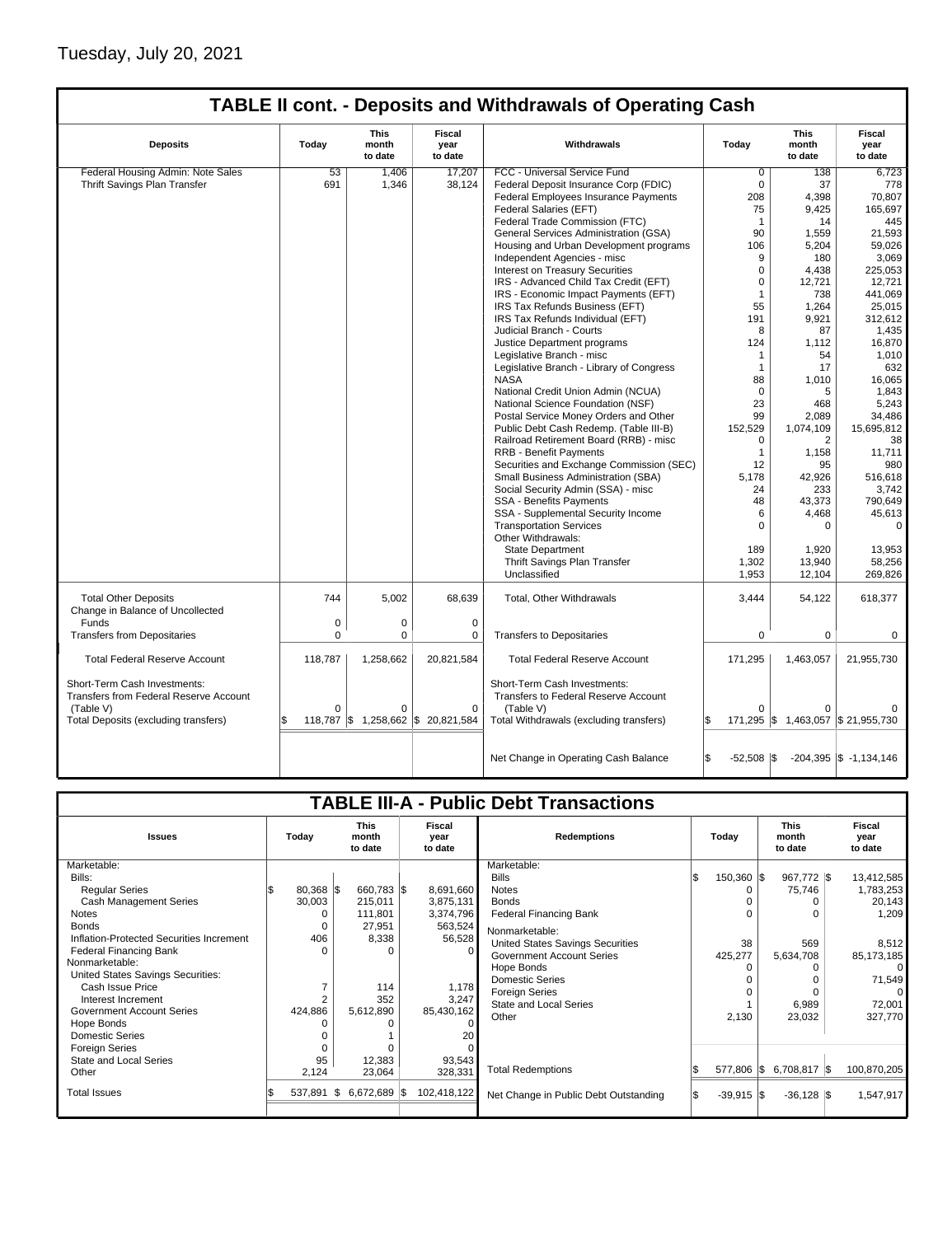Tuesday, July 20, 2021

## TABLE II cont. - Deposits and Withdrawals of Operating Cash

| Deposits | Today | This month to date | Fiscal year to date | Withdrawals | Today | This month to date | Fiscal year to date |
|---|---|---|---|---|---|---|---|
| Federal Housing Admin: Note Sales | 53 | 1,406 | 17,207 | FCC - Universal Service Fund | 0 | 138 | 6,723 |
| Thrift Savings Plan Transfer | 691 | 1,346 | 38,124 | Federal Deposit Insurance Corp (FDIC) | 0 | 37 | 778 |
| | | | | Federal Employees Insurance Payments | 208 | 4,398 | 70,807 |
| | | | | Federal Salaries (EFT) | 75 | 9,425 | 165,697 |
| | | | | Federal Trade Commission (FTC) | 1 | 14 | 445 |
| | | | | General Services Administration (GSA) | 90 | 1,559 | 21,593 |
| | | | | Housing and Urban Development programs | 106 | 5,204 | 59,026 |
| | | | | Independent Agencies - misc | 9 | 180 | 3,069 |
| | | | | Interest on Treasury Securities | 0 | 4,438 | 225,053 |
| | | | | IRS - Advanced Child Tax Credit (EFT) | 0 | 12,721 | 12,721 |
| | | | | IRS - Economic Impact Payments (EFT) | 1 | 738 | 441,069 |
| | | | | IRS Tax Refunds Business (EFT) | 55 | 1,264 | 25,015 |
| | | | | IRS Tax Refunds Individual (EFT) | 191 | 9,921 | 312,612 |
| | | | | Judicial Branch - Courts | 8 | 87 | 1,435 |
| | | | | Justice Department programs | 124 | 1,112 | 16,870 |
| | | | | Legislative Branch - misc | 1 | 54 | 1,010 |
| | | | | Legislative Branch - Library of Congress | 1 | 17 | 632 |
| | | | | NASA | 88 | 1,010 | 16,065 |
| | | | | National Credit Union Admin (NCUA) | 0 | 5 | 1,843 |
| | | | | National Science Foundation (NSF) | 23 | 468 | 5,243 |
| | | | | Postal Service Money Orders and Other | 99 | 2,089 | 34,486 |
| | | | | Public Debt Cash Redemp. (Table III-B) | 152,529 | 1,074,109 | 15,695,812 |
| | | | | Railroad Retirement Board (RRB) - misc | 0 | 2 | 38 |
| | | | | RRB - Benefit Payments | 1 | 1,158 | 11,711 |
| | | | | Securities and Exchange Commission (SEC) | 12 | 95 | 980 |
| | | | | Small Business Administration (SBA) | 5,178 | 42,926 | 516,618 |
| | | | | Social Security Admin (SSA) - misc | 24 | 233 | 3,742 |
| | | | | SSA - Benefits Payments | 48 | 43,373 | 790,649 |
| | | | | SSA - Supplemental Security Income | 6 | 4,468 | 45,613 |
| | | | | Transportation Services | 0 | 0 | 0 |
| | | | | Other Withdrawals: | | | |
| | | | | State Department | 189 | 1,920 | 13,953 |
| | | | | Thrift Savings Plan Transfer | 1,302 | 13,940 | 58,256 |
| | | | | Unclassified | 1,953 | 12,104 | 269,826 |
| Total Other Deposits | 744 | 5,002 | 68,639 | Total, Other Withdrawals | 3,444 | 54,122 | 618,377 |
| Change in Balance of Uncollected Funds | 0 | 0 | 0 | | | | |
| Transfers from Depositaries | 0 | 0 | 0 | Transfers to Depositaries | 0 | 0 | 0 |
| Total Federal Reserve Account | 118,787 | 1,258,662 | 20,821,584 | Total Federal Reserve Account | 171,295 | 1,463,057 | 21,955,730 |
| Short-Term Cash Investments: Transfers from Federal Reserve Account (Table V) | 0 | 0 | 0 | Short-Term Cash Investments: Transfers to Federal Reserve Account (Table V) | 0 | 0 | 0 |
| Total Deposits (excluding transfers) | $ 118,787 | $ 1,258,662 | $ 20,821,584 | Total Withdrawals (excluding transfers) | $ 171,295 | $ 1,463,057 | $ 21,955,730 |
| | | | | Net Change in Operating Cash Balance | $ -52,508 | $ -204,395 | $ -1,134,146 |

## TABLE III-A - Public Debt Transactions

| Issues | Today | This month to date | Fiscal year to date | Redemptions | Today | This month to date | Fiscal year to date |
|---|---|---|---|---|---|---|---|
| Marketable: | | | | Marketable: | | | |
| Bills: | | | | Bills | $ 150,360 | $ 967,772 | $ 13,412,585 |
| Regular Series | $ 80,368 | $ 660,783 | $ 8,691,660 | Notes | 0 | 75,746 | 1,783,253 |
| Cash Management Series | 30,003 | 215,011 | 3,875,131 | Bonds | 0 | 0 | 20,143 |
| Notes | 0 | 111,801 | 3,374,796 | Federal Financing Bank | 0 | 0 | 1,209 |
| Bonds | 0 | 27,951 | 563,524 | Nonmarketable: | | | |
| Inflation-Protected Securities Increment | 406 | 8,338 | 56,528 | United States Savings Securities | 38 | 569 | 8,512 |
| Federal Financing Bank | 0 | 0 | 0 | Government Account Series | 425,277 | 5,634,708 | 85,173,185 |
| Nonmarketable: | | | | Hope Bonds | 0 | 0 | 0 |
| United States Savings Securities: | | | | Domestic Series | 0 | 0 | 71,549 |
| Cash Issue Price | 7 | 114 | 1,178 | Foreign Series | 0 | 0 | 0 |
| Interest Increment | 2 | 352 | 3,247 | State and Local Series | 1 | 6,989 | 72,001 |
| Government Account Series | 424,886 | 5,612,890 | 85,430,162 | Other | 2,130 | 23,032 | 327,770 |
| Hope Bonds | 0 | 0 | 0 | | | | |
| Domestic Series | 0 | 1 | 20 | | | | |
| Foreign Series | 0 | 0 | 0 | | | | |
| State and Local Series | 95 | 12,383 | 93,543 | | | | |
| Other | 2,124 | 23,064 | 328,331 | Total Redemptions | $ 577,806 | $ 6,708,817 | $ 100,870,205 |
| Total Issues | $ 537,891 | $ 6,672,689 | $ 102,418,122 | Net Change in Public Debt Outstanding | $ -39,915 | $ -36,128 | $ 1,547,917 |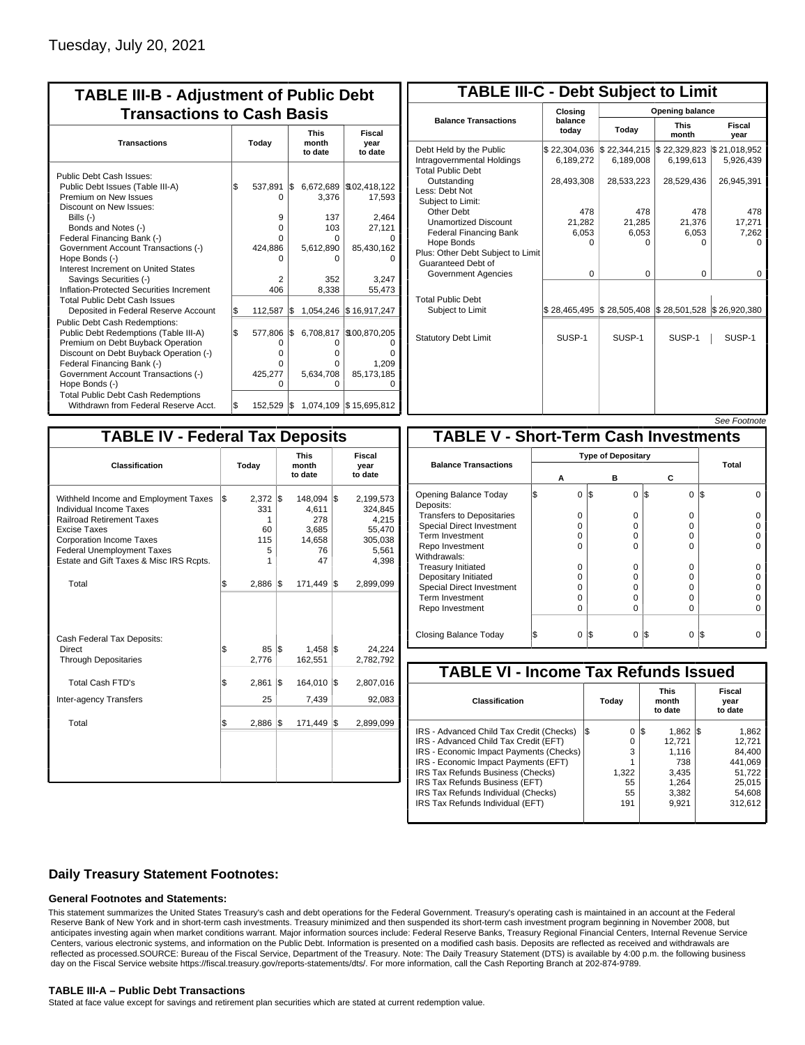Tuesday, July 20, 2021

## TABLE III-B - Adjustment of Public Debt Transactions to Cash Basis

| Transactions | Today | This month to date | Fiscal year to date |
|---|---|---|---|
| Public Debt Cash Issues: | | | |
| Public Debt Issues (Table III-A) | $ 537,891 | $ 6,672,689 | $102,418,122 |
| Premium on New Issues | 0 | 3,376 | 17,593 |
| Discount on New Issues: | | | |
| Bills (-) | 9 | 137 | 2,464 |
| Bonds and Notes (-) | 0 | 103 | 27,121 |
| Federal Financing Bank (-) | 0 | 0 | 0 |
| Government Account Transactions (-) | 424,886 | 5,612,890 | 85,430,162 |
| Hope Bonds (-) | 0 | 0 | 0 |
| Interest Increment on United States Savings Securities (-) | 2 | 352 | 3,247 |
| Inflation-Protected Securities Increment | 406 | 8,338 | 55,473 |
| Total Public Debt Cash Issues Deposited in Federal Reserve Account | $ 112,587 | $ 1,054,246 | $ 16,917,247 |
| Public Debt Cash Redemptions: | | | |
| Public Debt Redemptions (Table III-A) | $ 577,806 | $ 6,708,817 | $100,870,205 |
| Premium on Debt Buyback Operation | 0 | 0 | 0 |
| Discount on Debt Buyback Operation (-) | 0 | 0 | 0 |
| Federal Financing Bank (-) | 0 | 0 | 1,209 |
| Government Account Transactions (-) | 425,277 | 5,634,708 | 85,173,185 |
| Hope Bonds (-) | 0 | 0 | 0 |
| Total Public Debt Cash Redemptions Withdrawn from Federal Reserve Acct. | $ 152,529 | $ 1,074,109 | $ 15,695,812 |

## TABLE III-C - Debt Subject to Limit

| Balance Transactions | Closing balance today | Opening balance Today | Opening balance This month | Opening balance Fiscal year |
|---|---|---|---|---|
| Debt Held by the Public | $ 22,304,036 | $ 22,344,215 | $ 22,329,823 | $ 21,018,952 |
| Intragovernmental Holdings | 6,189,272 | 6,189,008 | 6,199,613 | 5,926,439 |
| Total Public Debt Outstanding | 28,493,308 | 28,533,223 | 28,529,436 | 26,945,391 |
| Less: Debt Not Subject to Limit: | | | | |
| Other Debt | 478 | 478 | 478 | 478 |
| Unamortized Discount | 21,282 | 21,285 | 21,376 | 17,271 |
| Federal Financing Bank | 6,053 | 6,053 | 6,053 | 7,262 |
| Hope Bonds | 0 | 0 | 0 | 0 |
| Plus: Other Debt Subject to Limit Guaranteed Debt of Government Agencies | 0 | 0 | 0 | 0 |
| Total Public Debt Subject to Limit | $ 28,465,495 | $ 28,505,408 | $ 28,501,528 | $ 26,920,380 |
| Statutory Debt Limit | SUSP-1 | SUSP-1 | SUSP-1 | SUSP-1 |

*See Footnote*

## TABLE IV - Federal Tax Deposits

| Classification | Today | This month to date | Fiscal year to date |
|---|---|---|---|
| Withheld Income and Employment Taxes | $ 2,372 | $ 148,094 | $ 2,199,573 |
| Individual Income Taxes | 331 | 4,611 | 324,845 |
| Railroad Retirement Taxes | 1 | 278 | 4,215 |
| Excise Taxes | 60 | 3,685 | 55,470 |
| Corporation Income Taxes | 115 | 14,658 | 305,038 |
| Federal Unemployment Taxes | 5 | 76 | 5,561 |
| Estate and Gift Taxes & Misc IRS Rcpts. | 1 | 47 | 4,398 |
| Total | $ 2,886 | $ 171,449 | $ 2,899,099 |
| Cash Federal Tax Deposits: | | | |
| Direct | $ 85 | $ 1,458 | $ 24,224 |
| Through Depositaries | 2,776 | 162,551 | 2,782,792 |
| Total Cash FTD's | $ 2,861 | $ 164,010 | $ 2,807,016 |
| Inter-agency Transfers | 25 | 7,439 | 92,083 |
| Total | $ 2,886 | $ 171,449 | $ 2,899,099 |

## TABLE V - Short-Term Cash Investments

| Balance Transactions | A | B | C | Total |
|---|---|---|---|---|
| Opening Balance Today | $ 0 | $ 0 | $ 0 | $ 0 |
| Deposits: | | | | |
| Transfers to Depositaries | 0 | 0 | 0 | 0 |
| Special Direct Investment | 0 | 0 | 0 | 0 |
| Term Investment | 0 | 0 | 0 | 0 |
| Repo Investment | 0 | 0 | 0 | 0 |
| Withdrawals: | | | | |
| Treasury Initiated | 0 | 0 | 0 | 0 |
| Depositary Initiated | 0 | 0 | 0 | 0 |
| Special Direct Investment | 0 | 0 | 0 | 0 |
| Term Investment | 0 | 0 | 0 | 0 |
| Repo Investment | 0 | 0 | 0 | 0 |
| Closing Balance Today | $ 0 | $ 0 | $ 0 | $ 0 |

## TABLE VI - Income Tax Refunds Issued

| Classification | Today | This month to date | Fiscal year to date |
|---|---|---|---|
| IRS - Advanced Child Tax Credit (Checks) | $ 0 | $ 1,862 | $ 1,862 |
| IRS - Advanced Child Tax Credit (EFT) | 0 | 12,721 | 12,721 |
| IRS - Economic Impact Payments (Checks) | 3 | 1,116 | 84,400 |
| IRS - Economic Impact Payments (EFT) | 1 | 738 | 441,069 |
| IRS Tax Refunds Business (Checks) | 1,322 | 3,435 | 51,722 |
| IRS Tax Refunds Business (EFT) | 55 | 1,264 | 25,015 |
| IRS Tax Refunds Individual (Checks) | 55 | 3,382 | 54,608 |
| IRS Tax Refunds Individual (EFT) | 191 | 9,921 | 312,612 |

## Daily Treasury Statement Footnotes:

### General Footnotes and Statements:

This statement summarizes the United States Treasury's cash and debt operations for the Federal Government. Treasury's operating cash is maintained in an account at the Federal Reserve Bank of New York and in short-term cash investments. Treasury minimized and then suspended its short-term cash investment program beginning in November 2008, but anticipates investing again when market conditions warrant. Major information sources include: Federal Reserve Banks, Treasury Regional Financial Centers, Internal Revenue Service Centers, various electronic systems, and information on the Public Debt. Information is presented on a modified cash basis. Deposits are reflected as received and withdrawals are reflected as processed.SOURCE: Bureau of the Fiscal Service, Department of the Treasury. Note: The Daily Treasury Statement (DTS) is available by 4:00 p.m. the following business day on the Fiscal Service website https://fiscal.treasury.gov/reports-statements/dts/. For more information, call the Cash Reporting Branch at 202-874-9789.

### TABLE III-A – Public Debt Transactions

Stated at face value except for savings and retirement plan securities which are stated at current redemption value.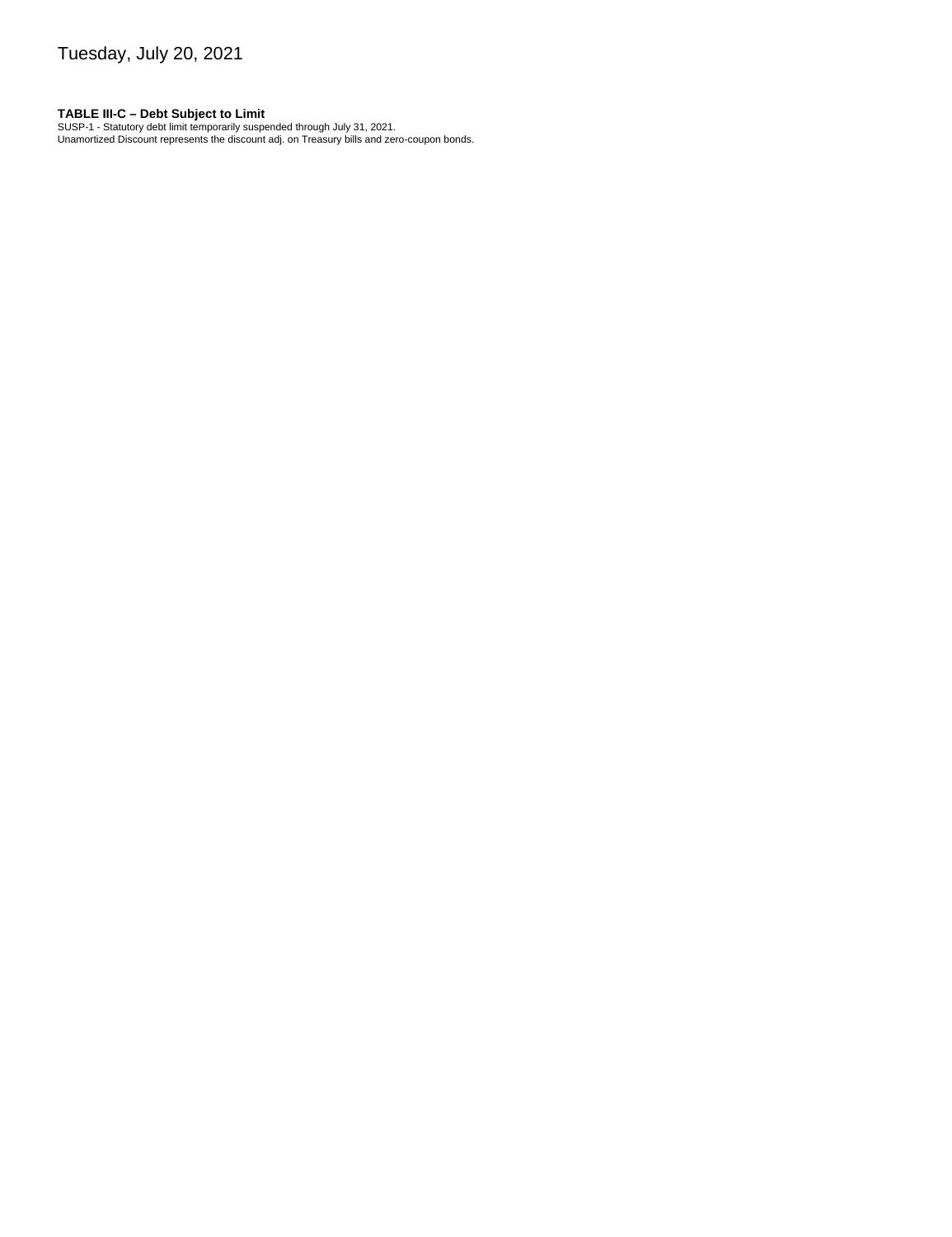Tuesday, July 20, 2021

**TABLE III-C – Debt Subject to Limit**

SUSP-1 - Statutory debt limit temporarily suspended through July 31, 2021.

Unamortized Discount represents the discount adj. on Treasury bills and zero-coupon bonds.